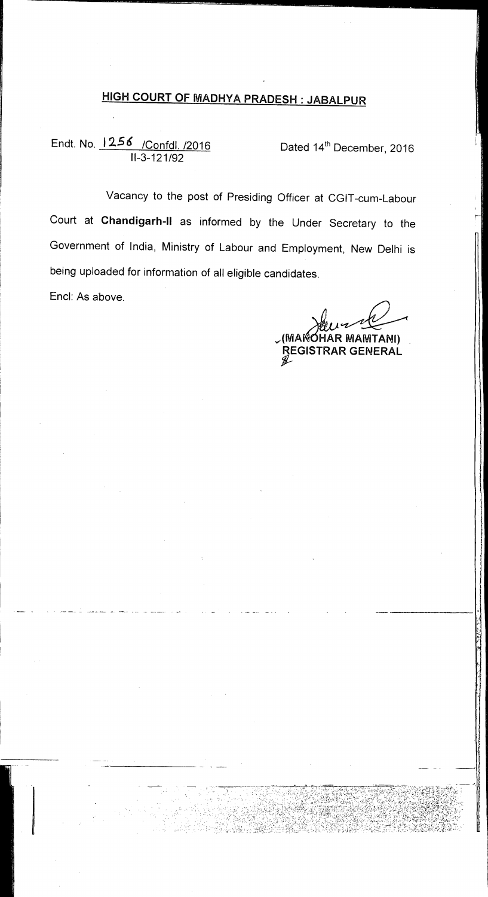# HIGH COURT OF MADHYA PRADESH : JABALPUR

Endt. No. 1256 /Confdl. /2016
II-3-121/92

Dated 14th December, 2016

Vacancy to the post of Presiding Officer at CGIT-cum-Labour Court at **Chandigarh-II** as informed by the Under Secretary to the Government of India, Ministry of Labour and Employment, New Delhi is being uploaded for information of all eligible candidates.

Encl: As above.

(MANOHAR MAMTANI)
REGISTRAR GENERAL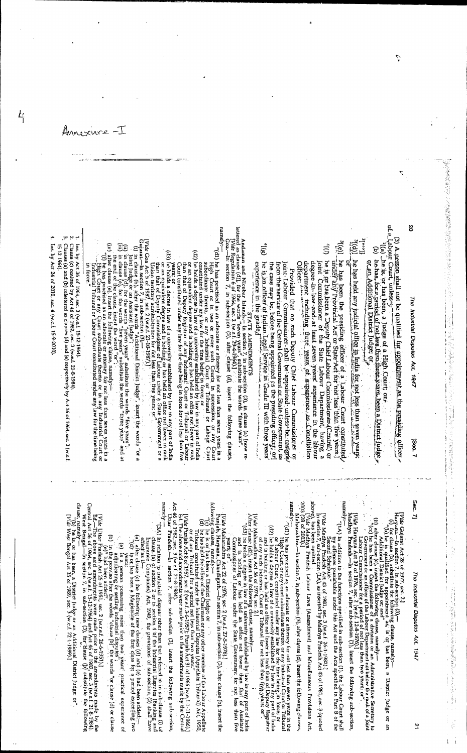Annexure -I

(3) A person shall not be qualified for appointment as the presiding officer of a Labour Court, unless—

[1](a) he is, or has been, a Judge of a High Court; or

(b) he has, for a period of not less than three years, been a District Judge or an Additional District Judge; or

[2]* * *

[3](d) he has held any judicial office in India for not less than seven years; or

[3](e) he has been the presiding officer of a Labour Court constituted under any Provincial Act or State Act for not less than five years.]

[4](f) he is or has been a Deputy Chief Labour Commissioner (Central) or Joint Commissioner of the State Labour Department, having a degree in law and at least seven years' experience in the labour department including three years of experience as Conciliation Officer:

Provided that no such Deputy Chief Labour Commissioner or Joint Labour Commissioner shall be appointed unless he resigns from the service of the Central Government or State Government, as the case may be, before being appointed as the presiding officer; or

[4](g) he is an officer of Indian Legal Service in Grade III with three years' experience in the grade.]

STATE AMENDMENTS

**Andaman and Nicobar Islands**.—In section 7, in sub-section (3), in clause (a) [now re-lettered as clause (b)], for the words "three years" substitute the words "three years".
[*Vide* Regulation 6 of 1964, sec. 2 (w.e.f. 29-4-1964).]

**Goa**.—In section 7, in sub-section (3) after clause (d), insert the following clauses, namely:—

"(d1) he has practised as an advocate or attorney for not less than seven years in a High Court or in two or more such Courts in succession, or any Court subordinate thereto, or any Industrial Court or Tribunal or Labour Court constituted under any law for the time being in force; or

(d2) he holds a degree in law of a university established by law in any part of India and is holding or has held an office not lower in rank than that of Deputy Registrar of any Industrial Court or Tribunal or Labour Court constituted under any law for the time being in force for not less than five years; or

(d3) he holds a degree in law of a university established by law in any part of India or an equivalent degree and is holding or has held an office not lower in rank than that of Deputy Commissioner of Labour under a State Government or a Union territory administration for not less than five years; or".
[*Vide* Goa Act 5 of 1987, sec. 2 (w.e.f. 12-10-1987).]

**Gujarat**.—In section 7, in sub-section (3),—

(i) in clause (b) after the words "Additional District Judge", insert the words "or a Joint Judge or an Assistant Judge";

(ii) in clause (d), for the words "seven years" substitute the words "five years";

(iii) in clause (e), for the words "five years" substitute the words "three years" and at the end of the clause, insert the word "or";

(iv) after clause (e), insert the following clause, namely:—

"(f) he has practised as an advocate or attorney for not less than seven years in a High Court, or any Court subordinate thereto or in any Industrial Court or Industrial Tribunal or Labour Court constituted under any law for the time being in force".

---

1. Ins. by Act 36 of 1964, sec. 3 (w.e.f. 15-12-1964).
2. Clause (c) omitted by Act 46 of 1982, sec. 3 (w.e.f. 21-8-1984).
3. Clauses (d) and (e) relettered as clauses (d) and (e) respectively by Act 36 of 1964, sec. 3 (w.e.f. 15-12-1964).
4. Ins. by Act 24 of 2010, sec. 4 (w.e.f. 15-9-2010).

[*Vide* Gujarat Act 28 of 1977, sec. 2.]

**Haryana**.—In section 7, in sub-section (3)—

(i) for clause (b), substitute the following clause, namely:—

"(b) he is qualified for appointment as, or is or has been, a District Judge or an Additional District Judge; or"; and

(ii) after clause (c), insert the following clause, namely:—

"(cc) he has been a Commissioner of a Division or an Administrative Secretary to Government or an officer of the Labour Department not below the rank of a Joint Labour Commissioner for a period of not less than two years; or".
[*Vide* Haryana Act 39 of 1976, sec. 2 (w.e.f. 12-8-1976).]

**Madhya Pradesh**.—In section 7, after sub-section (1), insert the following sub-section, namely:—

"(1A) In addition to the functions specified in sub-section (1), the Labour Court shall try offences punishable under this Act and the Acts specified in Part B of the Second Schedule."
[*Vide* Madhya Pradesh Act 43 of 1981, sec. 3 (w.e.f. 26-1-1982).]

In section 7, sub-section (1A) as inserted by Madhya Pradesh Act 43 of 1981, sec. 3 (quoted above), has been omitted.
[*Vide* Madhya Pradesh Labour Laws (Amendment) and Miscellaneous Provisions Act, 2003 (26 of 2003).]

**Maharashtra**.—In section 7, in sub-section (3), after clause (d), insert the following clauses, namely:—

"(d1) he has practised as an advocate or attorney for not less than seven years in the High Court, or any court subordinate thereto or any Industrial Court or Tribunal or Labour Court, constituted under any law for the time being in force; or

(d2) he holds a degree in law of a university established by law in any part of India and is holding or has held an office not lower in rank than that of Deputy Registrar of any such Industrial Court or Tribunal for not less than five years; or".
[*Vide* Maharashtra Act 56 of 1974, sec. 2.]

After clause (d2), insert the following clause, namely:—

"(d3) he holds a degree in law of a university established by law in any part of India and is holding or has held an office not lower than that of Assistant Commissioner of Labour under the State Government for not less than five years; or".
[*Vide* Maharashtra Act 22 of 1976, sec. 2 (w.e.f. 22-5-1976).]

**Punjab, Haryana and Chandigarh**.—In section 7, in sub-section (3), after clause (b), insert the following clauses, namely:—

"(c) he is or has been a District Judge, or

(d) he has held the office of the Chairman or any other member of the Labour Appellate Tribunal constituted under the Industrial Disputes (Appellate Tribunal) Act, 1950, or of any Tribunal for a period not less than two years".
[*Vide* Punjab Act 8 of 1957, sec. 2 (w.e.f. 3-6-1957); Punjab Act 31 of 1966 (w.e.f. 1-11-1966).]

Ed. The above said amendments were made prior to the amendments made by the Central Act 46 of 1982, sec. 3 (w.e.f. 21-8-1984).

**Uttar Pradesh**.—In section 7, after sub-section (3), insert the following sub-section, namely:—

"(3A) In relation to industrial dispute other than that referred to in sub-clause (i) of clause (a) of section 2 of the Industrial Disputes (Banking and Insurance Companies) Act, 1949, the provisions of sub-section (3) shall have effect as if—

(a) after clause (c) the following new clauses (d) and (e) had been added—

"(d) is or has been a Magistrate of the first class for a period exceeding two years; or

(e) is a person possessing more than two years' practical experience of adjudicating or settling industrial disputes";

(b) in the proviso after the words "clause (b)" the words "or clause (d) or clause (e)" had been added."
[*Vide* Uttar Pradesh Act 25 of 1951, sec. 2 (w.e.f. 26-6-1951).]

Ed.—The above said amendments were made prior to the amendments made by the Central Act 36 of 1964, sec. 3 (w.e.f. 15-12-1964) and Act 46 of 1982, sec. 3 (w.e.f. 21-8-1984).

**West Bengal**.—In section 7, in sub-section (3), for clause (b) substitute the following clause, namely:—

"(b) he is, or has been, a District Judge or an Additional District Judge or".
[*Vide* West Bengal Act 35 of 1989, sec. 3 (w.e.f. 22-1-1989).]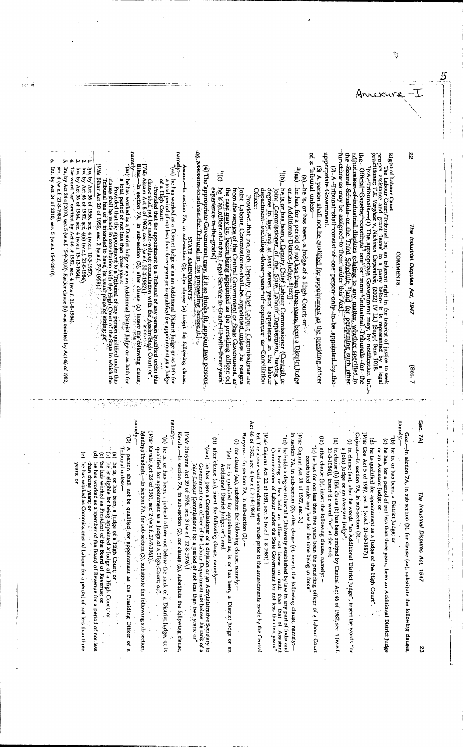Annexure - I

## COMMENTS

**Right of Labour Court**

The Labour Court/Tribunal has an inherent right in the interest of justice to seek proper assistance and grant leave to a party before it is represented by a legal practitioner; *T.K. Varghese v. Nichimen Corporation*, (2002) IV LLJ (Supp) Bom 1018.

[1][7A. Tribunals.—(1) The appropriate Government may, by notification in the Official Gazette, constitute one or more Industrial Tribunals for the adjudication of industrial disputes relating to any matter, whether specified in the Second Schedule or the Third Schedule, [2][and for performing such other functions as may be assigned to them under this Act].

(2) A Tribunal shall consist of one person only to be appointed by the appropriate Government.

(3) A person shall not be qualified for appointment as the presiding officer of a Tribunal unless—

(a) he is, or has been, a Judge of a High Court; or

[3][(aa) he has, for a period of not less than three years, been a District Judge or an Additional District Judge; [4][or]]

[5][(b) he is or has been a Deputy Chief Labour Commissioner (Central) or Joint Commissioner of the State Labour Department, having a degree in law and at least seven years' experience in the labour department including three years of experience as Conciliation Officer:

Provided that no such Deputy Chief Labour Commissioner or Joint Labour Commissioner shall be appointed unless he resigns from the service of the Central Government or State Government, as the case may be, before being appointed as the presiding officer; or]

[6][(c) he is an officer of Indian Legal Service in Grade III with three years' experience in the grade.]

(4) The appropriate Government may, if it so thinks fit, appoint two persons as assessors to advise the Tribunal in the proceeding before it.]

### STATE AMENDMENTS

**Assam.**—In section 7A, in sub-section (3), after clause (a) insert the following clause, namely:—

"(aa) he has worked as a District Judge or as an Additional District Judge or as both for a total period of not less than three years or is qualified for appointment as a Judge of a High Court:

Provided that the appointment to a Tribunal of any person qualified under this clause shall not be made without consultation with the Assam High Court; or".

[*Vide* Assam Act 8 of 1962, sec. 2 (w.e.f. 30-4-1962)]

**Bihar.**—In section 7A, in sub-section (3), after clause (a) insert the following clause, namely:—

"(aa) he has worked as a District Judge or as an Additional District Judge or as both for a total period of not less than three years:

Provided that the appointment to a Tribunal of any person qualified under this clause shall be made in consultation with the High Court of the State in which the Tribunal has, or is intended to have, its usual place of sitting; or".

[*Vide* Bihar Act 20 of 1959, sec. 2 (w.e.f. 7-7-1959)]

1. Ins. by Act 36 of 1956, sec. 4 (w.e.f. 10-3-1957).
2. Ins. by Act 46 of 1982, sec. 4 (w.e.f. 21-8-1984).
3. Ins. by Act 36 of 1964, sec. 4 (w.e.f. 15-12-1964).
4. The word "or" omitted by Act 46 of 1982, sec. 4 (w.e.f. 21-8-1984).
5. Ins. by Act 24 of 2010, sec. 5 (w.e.f. 15-9-2010). Earlier clause (b) was omitted by Act 46 of 1982, sec. 4 (w.e.f. 21-8-1984).
6. Ins. by Act 24 of 2010, sec. 5 (w.e.f. 15-9-2010).

---

**Goa.**—In section 7A, in sub-section (3), for clause (aa), substitute the following clauses, namely:—

"(b) he is, or has been, a District Judge; or

(c) he has, for a period of not less than three years, been an Additional District Judge or an Assistant Judge; or

(d) he is qualified for appointment as a Judge of the High Court".

[*Vide* Goa Act 5 of 1987, sec. 3 (w.e.f. 21-10-1987)]

**Gujarat.**—In section 7A, in sub-section (3)—

(i) in clause (aa), after the words "an Additional District Judge", insert the words "or a Joint Judge or an Assistant Judge";

(ii) in clause (b) [Ed. clause (b) has been omitted by Central Act 46 of 1982, sec. 4 (w.e.f. 21-8-1984)], insert the word "or" at the end;

(iii) after clause (b), insert the following clause, namely:—

"(c) he has for not less than five years been the presiding officer of a Labour Court constituted under any law for the time being in force".

[*Vide* Gujarat Act 28 of 1977, sec. 3]

In section 7A, in sub-section (3), after clause (c), insert the following clause, namely:—

"(d) he holds a degree in law of a University established by law in any part of India and is holding or has held an office not lower in rank than that of Assistant Commissioner of Labour under the State Government for not less than ten years".

[*Vide* Gujarat Act 22 of 1981, sec. 5 (w.e.f. 1-8-1981).]

Ed. The above said amendments were made prior to the amendments made by the Central Act 46 of 1982, sec. 4 (w.e.f. 21-8-1984).

**Haryana.**—In section 7A, in sub-section (3),—

(i) for clause (aa), substitute the following clause, namely:—

"(aa) he is qualified for appointment as, is or has been, a District Judge or an Additional District Judge; or"; and

(ii) after clause (aa), insert the following clause, namely—

"(aaa) he has been a Commissioner of a division or an Administrative Secretary to Government or an officer of the Labour Department not below the rank of a Joint Labour Commissioner for a period of not less than two years, or".

[*Vide* Haryana Act 39 of 1976, sec. 3 (w.e.f. 12-8-1976).]

**Kerala.**—In section 7A, in sub-section (3), for clause (a), substitute the following clause, namely:—

"(a) he is, or has been, a judicial officer not below the rank of a District Judge, or is qualified for appointment as a Judge of a High Court; or".

[*Vide* Kerala Act 28 of 1961, sec. 2 (w.e.f. 27-7-1961)].

**Madhya Pradesh.**—In section 7A, for sub-section (3), substitute the following sub-section, namely:—

"(3) A person shall not be qualified for appointment as the Presiding Officer of a Tribunal unless—

(a) he is, or has been, a Judge of a High Court, or

(b) he is eligible for being appointed a Judge of a High Court; or

(c) he has worked as President of the Board of Revenue; or

(d) he has worked as a member of the Board of Revenue for a period of not less than three years; or

(e) he has worked as Commissioner of Labour for a period of not less than three years, or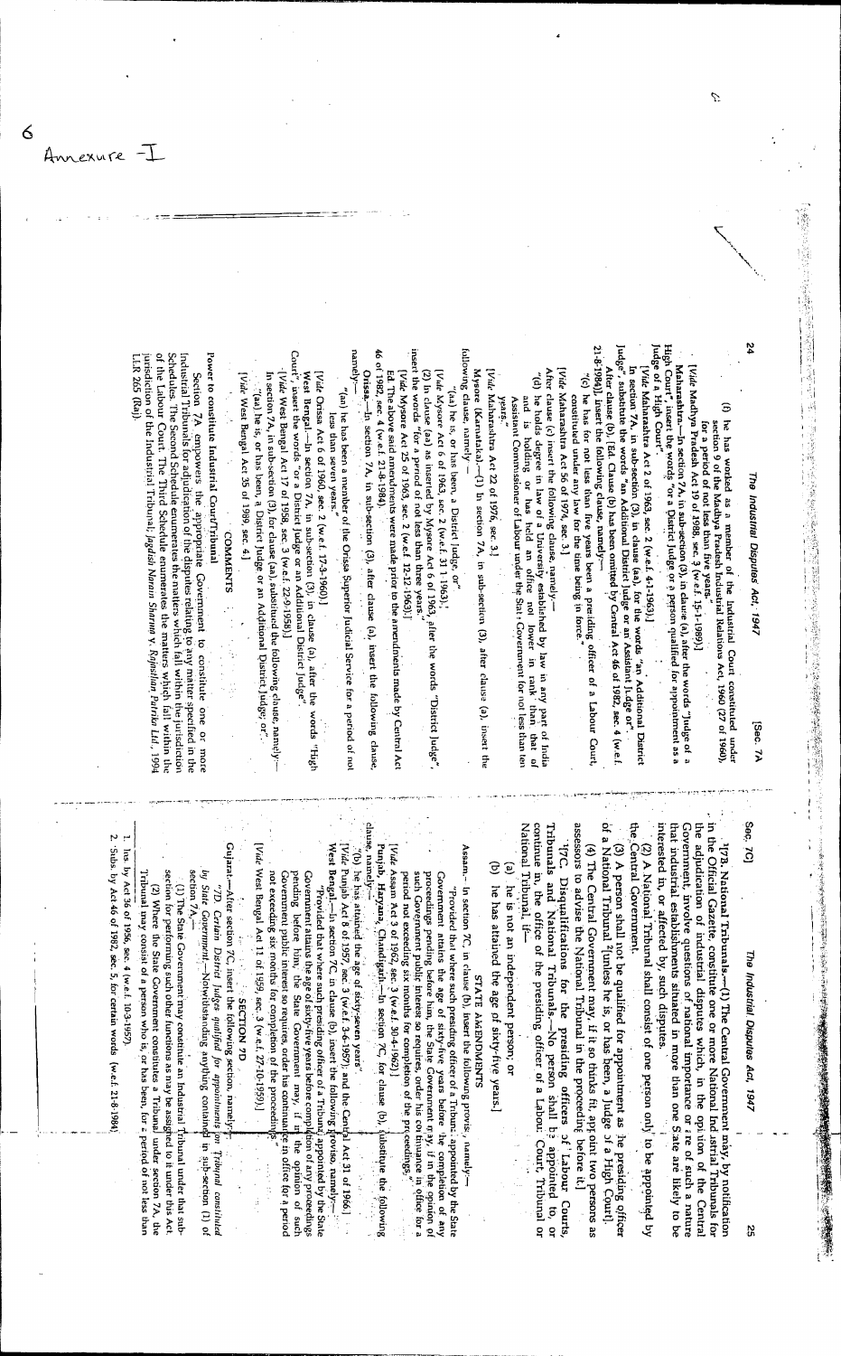Annexure - I

(f) he has worked as a member of the Industrial Court constituted under section 9 of the Madhya Pradesh Industrial Relations Act, 1960 (27 of 1960), for a period of not less than five years."

[*Vide* Madhya Pradesh Act 19 of 1988, sec. 3 (w.e.f. 15-1-1989)]

**Maharashtra.**—In section 7A, in sub-section (3), in clause (a), after the words "Judge of a High Court", insert the words "or a District Judge or a person qualified for appointment as a Judge of a High Court".

[*Vide* Maharashtra Act 2 of 1963, sec. 2 (w.e.f. 4-1-1963)]

In section 7A, in sub-section (3), in clause (aa), for the words "an Additional District Judge", substitute the words "an Additional District Judge or an Assistant Judge or".

After clause (b), (Ed. Clause (b) has been omitted by Central Act 46 of 1982, sec. 4 (w.e.f. 21-8-1984)) insert the following clause, namely—

"(c) he has for not less than five years been a presiding officer of a Labour Court, constituted under any law for the time being in force".

[*Vide* Maharashtra Act 56 of 1974, sec. 3]

After clause (c) insert the following clause, namely—

"(d) he holds degree in law of a University established by law in any part of India and is holding or has held an office not lower in rank than that of Assistant Commissioner of Labour under the State Government for not less than ten years."

[*Vide* Maharashtra Act 22 of 1976, sec. 3]

**Mysore (Karnataka).**—(1) In section 7A, in sub-section (3), after clause (a), insert the following clause, namely—

"(aa) he is, or has been, a District Judge, or"

[*Vide* Mysore Act 6 of 1963, sec. 2 (w.e.f. 31-1-1963)]

(2) In clause (aa) as inserted by Mysore Act 6 of 1963, after the words "District Judge", insert the words "for a period of not less than three years."

[*Vide* Mysore Act 25 of 1963, sec. 2 (w.e.f. 12-12-1963)]

Ed. The above amendments were made prior to the amendments made by Central Act 46 of 1982, sec. 4 (w.e.f. 21-8-1984).

**Orissa.**—In section 7A, in sub-section (3), after clause (a), insert the following clause, namely—

"(aa) he has been a member of the Orissa Superior Judicial Service for a period of not less than seven years."

[*Vide* Orissa Act 6 of 1960, sec. 2 (w.e.f. 17-3-1960)]

**West Bengal.**—In section 7A, in sub-section (3), in clause (a), after the words "High Court", insert the words "or a District Judge or an Additional District Judge".

[*Vide* West Bengal Act 17 of 1958, sec. 3 (w.e.f. 22-9-1958)]

In section 7A, in sub-section (3), for clause (aa), substituted the following clause, namely—

"(aa) he is, or has been, a District Judge or an Additional District Judge; or".

[*Vide* West Bengal Act 35 of 1989, sec. 4]

### COMMENTS

**Power to constitute Industrial Court/Tribunal**

Section 7A empowers the appropriate Government to constitute one or more Industrial Tribunals for adjudication of the disputes relating to any matter specified in the Schedules. The Second Schedule enumerates the matters which fall within the jurisdiction of the Labour Court. The Third Schedule enumerates the matters which fall within the jurisdiction of the Industrial Tribunal; *Jagdish Narain Sharma v. Rajasthan Patrika Ltd.*, 1994 LLR 265 (Raj).

[1][7B. National Tribunals.—(1) The Central Government may, by notification in the Official Gazette, constitute one or more National Industrial Tribunals for the adjudication of industrial disputes which, in the opinion of the Central Government, involve questions of national importance or are of such a nature that industrial establishments situated in more than one State are likely to be interested in, or affected by, such disputes.

(2) A National Tribunal shall consist of one person only to be appointed by the Central Government.

(3) A person shall not be qualified for appointment as the presiding officer of a National Tribunal [2][unless he is, or has been, a Judge of a High Court].

(4) The Central Government may, if it so thinks fit, appoint two persons as assessors to advise the National Tribunal in the proceeding before it.]

"7C. Disqualifications for the presiding officers of Labour Courts, Tribunals and National Tribunals.—No person shall be appointed to, or continue in, the office of the presiding officer of a Labour Court, Tribunal or National Tribunal, if—

(a) he is not an independent person, or

(b) he has attained the age of sixty-five years.]

### STATE AMENDMENTS

**Assam.**—In section 7C, in clause (b), insert the following proviso, namely—

"Provided that where such presiding officer of a Tribunal appointed by the State Government attains the age of sixty-five years before the completion of any proceedings pending before him, the State Government may, if in the opinion of such Government public interest so requires, order his continuance in office for a period not exceeding six months for completion of the proceedings."

[*Vide* Assam Act 3 of 1962, sec. 3 (w.e.f. 30-4-1962)]

**Punjab, Haryana, Chandigarh.**—In section 7C, for clause (b), substitute the following clause, namely—

"(b) he has attained the age of sixty-seven years".

[*Vide* Punjab Act 8 of 1957, sec. 3 (w.e.f. 3-4-1957) and the Central Act 31 of 1966.]

**West Bengal.**—In section 7C, in clause (b), insert the following proviso, namely—

"Provided that where such presiding officer of a Tribunal appointed by the State Government attains the age of sixty-five years before completion of any proceedings pending before him, the State Government may, if in the opinion of such Government public interest so requires, order that his continuance in office for a period not exceeding six months for completion of the proceedings".

[*Vide* West Bengal Act 11 of 1959, sec. 3 (w.e.f. 27-10-1959)]

### SECTION 7D

**Gujarat.**—After section 7C, insert the following section, namely—

"7D. *Certain District Judges qualified for appointments on Tribunal constituted by State Government.*—Notwithstanding anything contained in sub-section (1) of section 7A,—

(1) The State Government may constitute an Industrial Tribunal under that sub-section for performing such other functions as may be assigned to it under this Act.

(2) Where the State Government constitutes a Tribunal under section 7A, the Tribunal may consist of a person who is, or has been, for a period of not less than

1. Ins. by Act 36 of 1956, sec. 4 (w.e.f. 10-3-1957).
2. Subs. by Act 46 of 1982, sec. 5, for certain words (w.e.f. 21-8-1984).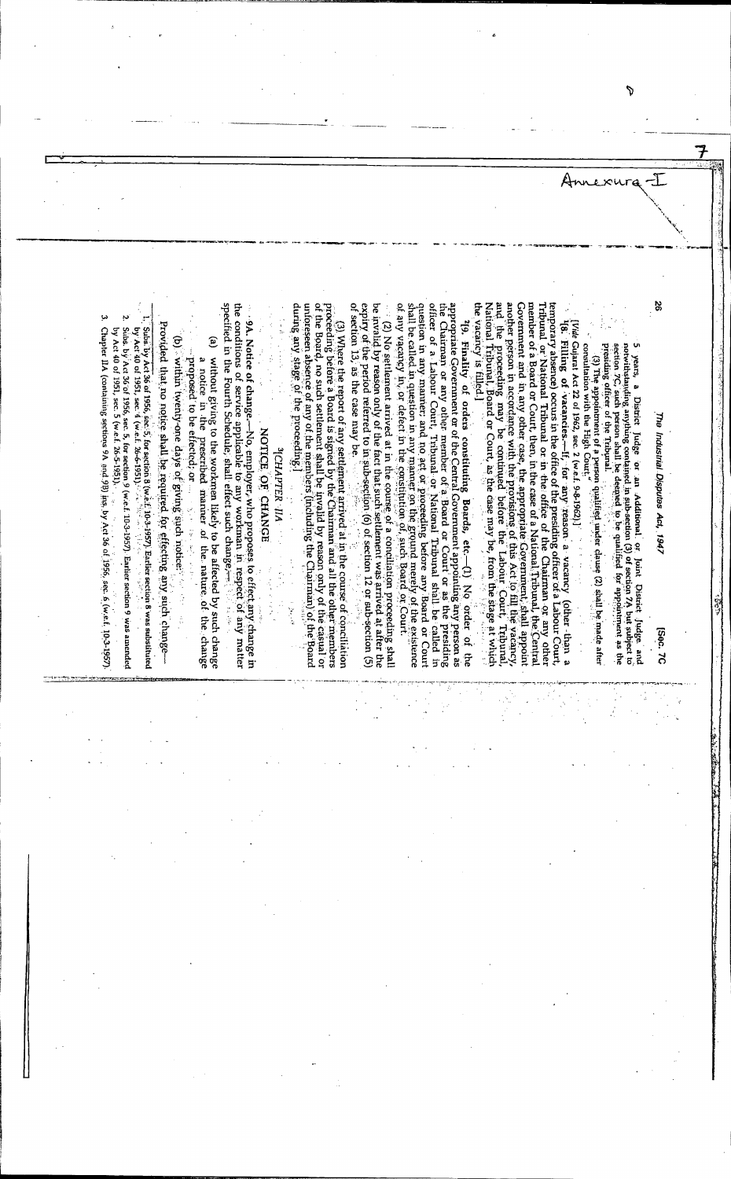Annexure-I

5 years, a District Judge or an Additional or Joint District Judge, and notwithstanding anything contained in sub-section (3) of section 7A, but subject to section 7C, such person shall be deemed to be qualified for appointment as the presiding officer of the Tribunal.

(3) The appointment of a person qualified under clause (2) shall be made after consultation with the High Court."

[*Vide* Gujarat Act 22 of 1962, sec. 2 (w.e.f. 9-8-1962).]

[1]8. **Filling of vacancies.**—If, for any reason a vacancy (other than a temporary absence) occurs in the office of the presiding officer of a Labour Court, Tribunal or National Tribunal or in the office of the Chairman or any other member of a Board or Court, then, in the case of a National Tribunal, the Central Government and in any other case, the appropriate Government, shall appoint another person in accordance with the provisions of this Act to fill the vacancy, and the proceeding may be continued before the Labour Court, Tribunal, National Tribunal, Board or Court, as the case may be, from the stage at which the vacancy is filled.]

[2]9. **Finality of orders constituting Boards, etc.**—(1) No order of the appropriate Government or of the Central Government appointing any person as the Chairman or any other member of a Board or Court or as the presiding officer of a Labour Court, Tribunal or National Tribunal shall be called in question in any manner; and no act or proceeding before any Board or Court shall be called in question in any manner on the ground merely of the existence of any vacancy in, or defect in the constitution of, such Board or Court.

(2) No settlement arrived at in the course of a conciliation proceeding shall be invalid by reason only of the fact that such settlement was arrived at after the expiry of the period referred to in sub-section (6) of section 12 or sub-section (5) of section 13, as the case may be.

(3) Where the report of any settlement arrived at in the course of conciliation proceeding before a Board is signed by the Chairman and all the other members of the Board, no such settlement shall be invalid by reason only of the casual or unforeseen absence of any of the members (including the Chairman) of the Board during any stage of the proceeding.]

## [3]CHAPTER IIA

## NOTICE OF CHANGE

**9A. Notice of change.**—No employer, who proposes to effect any change in the conditions of service applicable to any workman in respect of any matter specified in the Fourth Schedule, shall effect such change,—

(a) without giving to the workmen likely to be affected by such change a notice in the prescribed manner of the nature of the change proposed to be effected; or

(b) within twenty-one days of giving such notice:

Provided that no notice shall be required for effecting any such change—

---

1. Subs. by Act 36 of 1956, sec. 5, for section 8 (w.e.f. 10-3-1957). Earlier section 8 was substituted by Act 40 of 1951, sec. 4 (w.e.f. 26-5-1951).
2. Subs. by Act 36 of 1956, sec. 5, for section 9 (w.e.f. 10-3-1957). Earlier section 9 was amended by Act 40 of 1951, sec. 5 (w.e.f. 26-5-1951).
3. Chapter IIA (containing sections 9A and 9B) ins. by Act 36 of 1956, sec. 6 (w.e.f. 10-3-1957).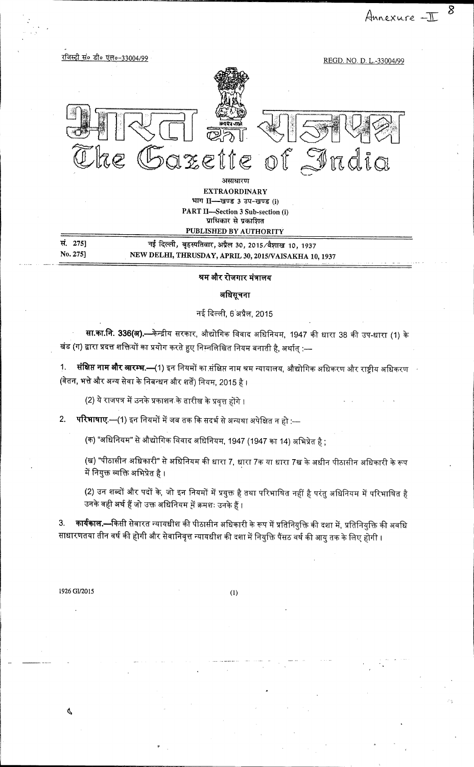Annexure – II

रजिस्ट्री सं० डी० एल०-33004/99 REGD. NO. D. L.-33004/99

# भारत का राजपत्र
# The Gazette of India

असाधारण

**EXTRAORDINARY**

भाग II—खण्ड 3 उप-खण्ड (i)

**PART II—Section 3 Sub-section (i)**

प्राधिकार से प्रकाशित

**PUBLISHED BY AUTHORITY**

सं. 275] नई दिल्ली, बृहस्पतिवार, अप्रैल 30, 2015/वैशाख 10, 1937

No. 275] NEW DELHI, THRUSDAY, APRIL 30, 2015/VAISAKHA 10, 1937

## श्रम और रोजगार मंत्रालय

### अधिसूचना

नई दिल्ली, 6 अप्रैल, 2015

**सा.का.नि. 336(अ).**—केन्द्रीय सरकार, औद्योगिक विवाद अधिनियम, 1947 की धारा 38 की उप-धारा (1) के खंड (ग) द्वारा प्रदत्त शक्तियों का प्रयोग करते हुए निम्नलिखित नियम बनाती है, अर्थात् :—

1. **संक्षिप्त नाम और आरम्भ.**—(1) इन नियमों का संक्षिप्त नाम श्रम न्यायालय, औद्योगिक अधिकरण और राष्ट्रीय अधिकरण (वेतन, भत्ते और अन्य सेवा के निबन्धन और शर्तें) नियम, 2015 है।

   (2) ये राजपत्र में उनके प्रकाशन के तारीख के प्रवृत्त होंगे।

2. **परिभाषाएं.**—(1) इन नियमों में जब तक कि संदर्भ से अन्यथा अपेक्षित न हो :—

   (क) "अधिनियम" से औद्योगिक विवाद अधिनियम, 1947 (1947 का 14) अभिप्रेत है ;

   (ख) "पीठासीन अधिकारी" से अधिनियम की धारा 7, धारा 7क या धारा 7ख के अधीन पीठासीन अधिकारी के रूप में नियुक्त व्यक्ति अभिप्रेत है।

   (2) उन शब्दों और पदों के, जो इन नियमों में प्रयुक्त है तथा परिभाषित नहीं है परंतु अधिनियम में परिभाषित है उनके वही अर्थ हैं जो उक्त अधिनियम में क्रमशः उनके हैं।

3. **कार्यकाल.**—किसी सेवारत न्यायधीश की पीठासीन अधिकारी के रूप में प्रतिनियुक्ति की दशा में, प्रतिनियुक्ति की अवधि साधारणतया तीन वर्ष की होगी और सेवानिवृत्त न्यायधीश की दशा में नियुक्ति पैंसठ वर्ष की आयु तक के लिए होगी।

1926 GI/2015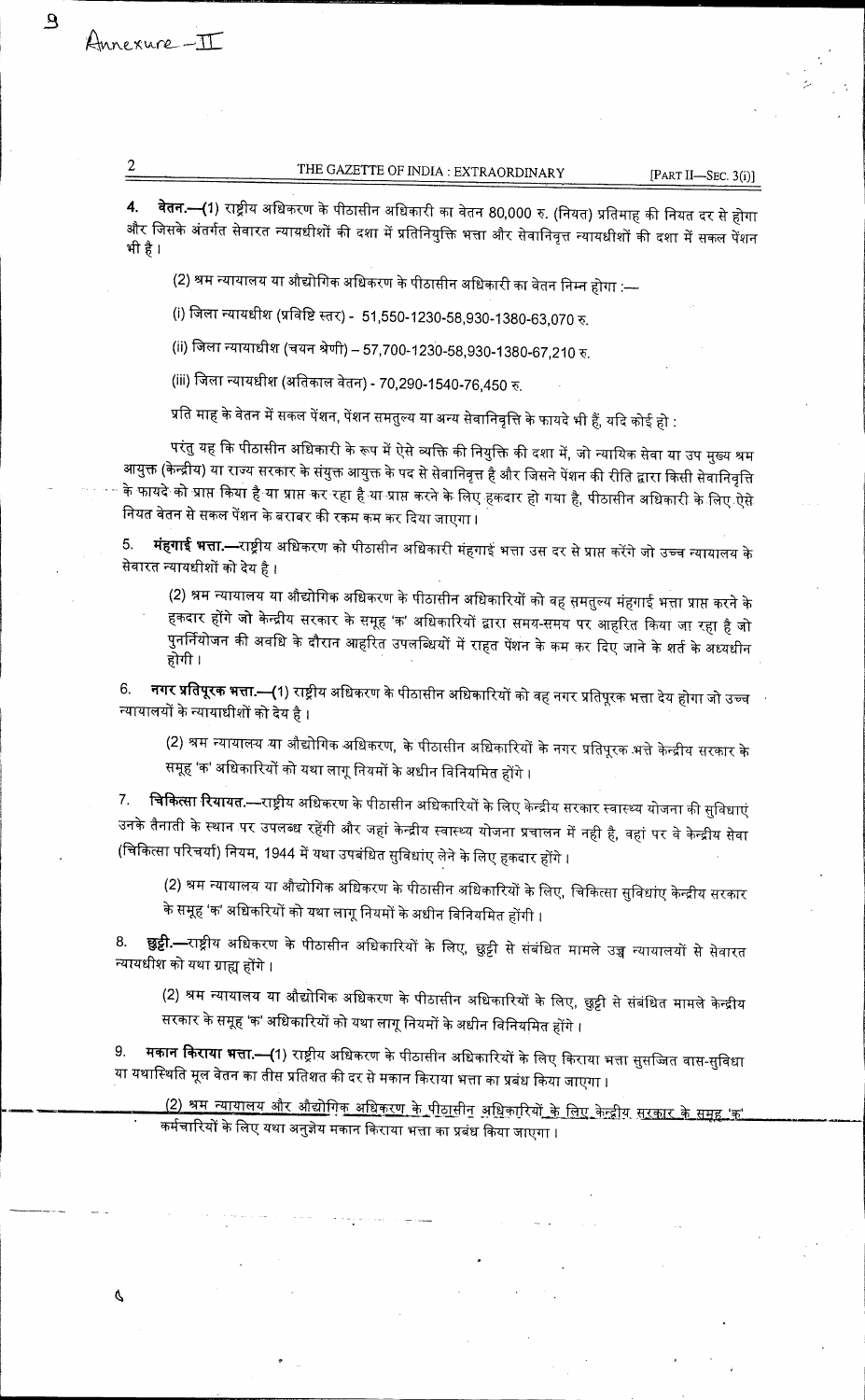Annexure – II

4. **वेतन.—(1)** राष्ट्रीय अधिकरण के पीठासीन अधिकारी का वेतन 80,000 रु. (नियत) प्रतिमाह की नियत दर से होगा और जिसके अंतर्गत सेवारत न्यायधीशों की दशा में प्रतिनियुक्ति भत्ता और सेवानिवृत्त न्यायधीशों की दशा में सकल पेंशन भी है।

(2) श्रम न्यायालय या औद्योगिक अधिकरण के पीठासीन अधिकारी का वेतन निम्न होगा :—

(i) जिला न्यायधीश (प्रविष्टि स्तर) - 51,550-1230-58,930-1380-63,070 रु.

(ii) जिला न्यायाधीश (चयन श्रेणी) – 57,700-1230-58,930-1380-67,210 रु.

(iii) जिला न्यायधीश (अतिकाल वेतन) - 70,290-1540-76,450 रु.

प्रति माह के वेतन में सकल पेंशन, पेंशन समतुल्य या अन्य सेवानिवृत्ति के फायदे भी हैं, यदि कोई हो :

परंतु यह कि पीठासीन अधिकारी के रूप में ऐसे व्यक्ति की नियुक्ति की दशा में, जो न्यायिक सेवा या उप मुख्य श्रम आयुक्त (केन्द्रीय) या राज्य सरकार के संयुक्त आयुक्त के पद से सेवानिवृत्त है और जिसने पेंशन की रीति द्वारा किसी सेवानिवृत्ति के फायदे को प्राप्त किया है या प्राप्त कर रहा है या प्राप्त करने के लिए हकदार हो गया है, पीठासीन अधिकारी के लिए ऐसे नियत वेतन से सकल पेंशन के बराबर की रकम कम कर दिया जाएगा।

5. **मंहगाई भत्ता.—**राष्ट्रीय अधिकरण को पीठासीन अधिकारी मंहगाई भत्ता उस दर से प्राप्त करेंगे जो उच्च न्यायालय के सेवारत न्यायधीशों को देय है।

(2) श्रम न्यायालय या औद्योगिक अधिकरण के पीठासीन अधिकारियों को वह समतुल्य मंहगाई भत्ता प्राप्त करने के हकदार होंगे जो केन्द्रीय सरकार के समूह 'क' अधिकारियों द्वारा समय-समय पर आहरित किया जा रहा है जो पुनर्नियोजन की अवधि के दौरान आहरित उपलब्धियों में राहत पेंशन के कम कर दिए जाने के शर्त के अध्यधीन होगी।

6. **नगर प्रतिपूरक भत्ता.—(1)** राष्ट्रीय अधिकरण के पीठासीन अधिकारियों को वह नगर प्रतिपूरक भत्ता देय होगा जो उच्च न्यायालयों के न्यायाधीशों को देय है।

(2) श्रम न्यायालय या औद्योगिक अधिकरण, के पीठासीन अधिकारियों के नगर प्रतिपूरक भत्ते केन्द्रीय सरकार के समूह 'क' अधिकारियों को यथा लागू नियमों के अधीन विनियमित होंगे।

7. **चिकित्सा रियायत.—**राष्ट्रीय अधिकरण के पीठासीन अधिकारियों के लिए केन्द्रीय सरकार स्वास्थ्य योजना की सुविधाएं उनके तैनाती के स्थान पर उपलब्ध रहेंगी और जहां केन्द्रीय स्वास्थ्य योजना प्रचालन में नही है, वहां पर वे केन्द्रीय सेवा (चिकित्सा परिचर्या) नियम, 1944 में यथा उपबंधित सुविधांए लेने के लिए हकदार होंगे।

(2) श्रम न्यायालय या औद्योगिक अधिकरण के पीठासीन अधिकारियों के लिए, चिकित्सा सुविधांए केन्द्रीय सरकार के समूह 'क' अधिकरियों को यथा लागू नियमों के अधीन विनियमित होंगी।

8. **छुट्टी.—**राष्ट्रीय अधिकरण के पीठासीन अधिकारियों के लिए, छुट्टी से संबंधित मामले उच्च न्यायालयों से सेवारत न्यायधीश को यथा ग्राह्य होंगे।

(2) श्रम न्यायालय या औद्योगिक अधिकरण के पीठासीन अधिकारियों के लिए, छुट्टी से संबंधित मामले केन्द्रीय सरकार के समूह 'क' अधिकारियों को यथा लागू नियमों के अधीन विनियमित होंगे।

9. **मकान किराया भत्ता.—(1)** राष्ट्रीय अधिकरण के पीठासीन अधिकारियों के लिए किराया भत्ता सुसज्जित वास-सुविधा या यथास्थिति मूल वेतन का तीस प्रतिशत की दर से मकान किराया भत्ता का प्रबंध किया जाएगा।

(2) श्रम न्यायालय और औद्योगिक अधिकरण के पीठासीन अधिकारियों के लिए केन्द्रीय सरकार के समूह 'क' कर्मचारियों के लिए यथा अनुज्ञेय मकान किराया भत्ता का प्रबंध किया जाएगा।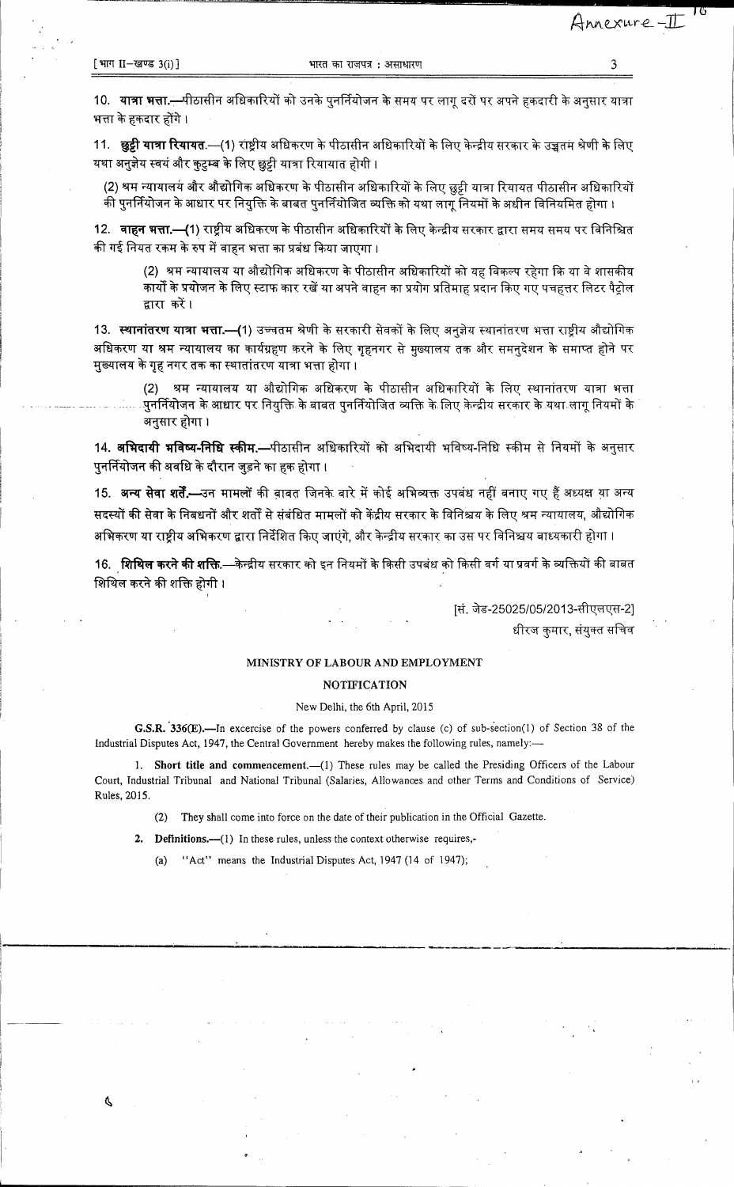10. **यात्रा भत्ता.**—पीठासीन अधिकारियों को उनके पुनर्नियोजन के समय पर लागू दरों पर अपने हकदारी के अनुसार यात्रा भत्ता के हकदार होंगे ।

11. **छुट्टी यात्रा रियायत.**—(1) राष्ट्रीय अधिकरण के पीठासीन अधिकारियों के लिए केन्द्रीय सरकार के उच्चतम श्रेणी के लिए यथा अनुज्ञेय स्वयं और कुटुम्ब के लिए छुट्टी यात्रा रियायात होगी ।

(2) श्रम न्यायालय और औद्योगिक अधिकरण के पीठासीन अधिकारियों के लिए छुट्टी यात्रा रियायत पीठासीन अधिकारियों की पुनर्नियोजन के आधार पर नियुक्ति के बाबत पुनर्नियोजित व्यक्ति को यथा लागू नियमों के अधीन विनियमित होगा ।

12. **वाहन भत्ता.**—(1) राष्ट्रीय अधिकरण के पीठासीन अधिकारियों के लिए केन्द्रीय सरकार द्वारा समय समय पर विनिश्चित की गई नियत रकम के रुप में वाहन भत्ता का प्रबंध किया जाएगा ।

(2) श्रम न्यायालय या औद्योगिक अधिकरण के पीठासीन अधिकारियों को यह विकल्प रहेगा कि या वे शासकीय कार्यों के प्रयोजन के लिए स्टाफ कार रखें या अपने वाहन का प्रयोग प्रतिमाह प्रदान किए गए पचहत्तर लिटर पैट्रोल द्वारा करें ।

13. **स्थानांतरण यात्रा भत्ता.**—(1) उच्चतम श्रेणी के सरकारी सेवकों के लिए अनुज्ञेय स्थानांतरण भत्ता राष्ट्रीय औद्योगिक अधिकरण या श्रम न्यायालय का कार्यग्रहण करने के लिए गृहनगर से मुख्यालय तक और समनुदेशन के समाप्त होने पर मुख्यालय के गृह नगर तक का स्थातांतरण यात्रा भत्ता होगा ।

(2) श्रम न्यायालय या औद्योगिक अधिकरण के पीठासीन अधिकारियों के लिए स्थानांतरण यात्रा भत्ता पुनर्नियोजन के आधार पर नियुक्ति के बाबत पुनर्नियोजित व्यक्ति के लिए केन्द्रीय सरकार के यथा लागू नियमों के अनुसार होगा ।

14. **अभिदायी भविष्य-निधि स्कीम.**—पीठासीन अधिकारियों को अभिदायी भविष्य-निधि स्कीम से नियमों के अनुसार पुनर्नियोजन की अवधि के दौरान जुड़ने का हक होगा ।

15. **अन्य सेवा शर्तें.**—उन मामलों की बाबत जिनके बारे में कोई अभिव्यक्त उपबंध नहीं बनाए गए हैं अध्यक्ष या अन्य सदस्यों की सेवा के निबधनों और शर्तों से संबंधित मामलों को केंद्रीय सरकार के विनिश्चय के लिए श्रम न्यायालय, औद्योगिक अभिकरण या राष्ट्रीय अभिकरण द्वारा निर्देशित किए जाएंगे, और केन्द्रीय सरकार का उस पर विनिश्चय बाध्यकारी होगा ।

16. **शिथिल करने की शक्ति.**—केन्द्रीय सरकार को इन नियमों के किसी उपबंध को किसी वर्ग या प्रवर्ग के व्यक्तियों की बाबत शिथिल करने की शक्ति होगी ।

[सं. जेड-25025/05/2013-सीएलएस-2]

धीरज कुमार, संयुक्त सचिव

## MINISTRY OF LABOUR AND EMPLOYMENT

### NOTIFICATION

New Delhi, the 6th April, 2015

**G.S.R. 336(E).**—In excercise of the powers conferred by clause (c) of sub-section(1) of Section 38 of the Industrial Disputes Act, 1947, the Central Government hereby makes the following rules, namely:—

1. **Short title and commencement.**—(1) These rules may be called the Presiding Officers of the Labour Court, Industrial Tribunal and National Tribunal (Salaries, Allowances and other Terms and Conditions of Service) Rules, 2015.

(2) They shall come into force on the date of their publication in the Official Gazette.

2. **Definitions.**—(1) In these rules, unless the context otherwise requires,-

(a) "Act" means the Industrial Disputes Act, 1947 (14 of 1947);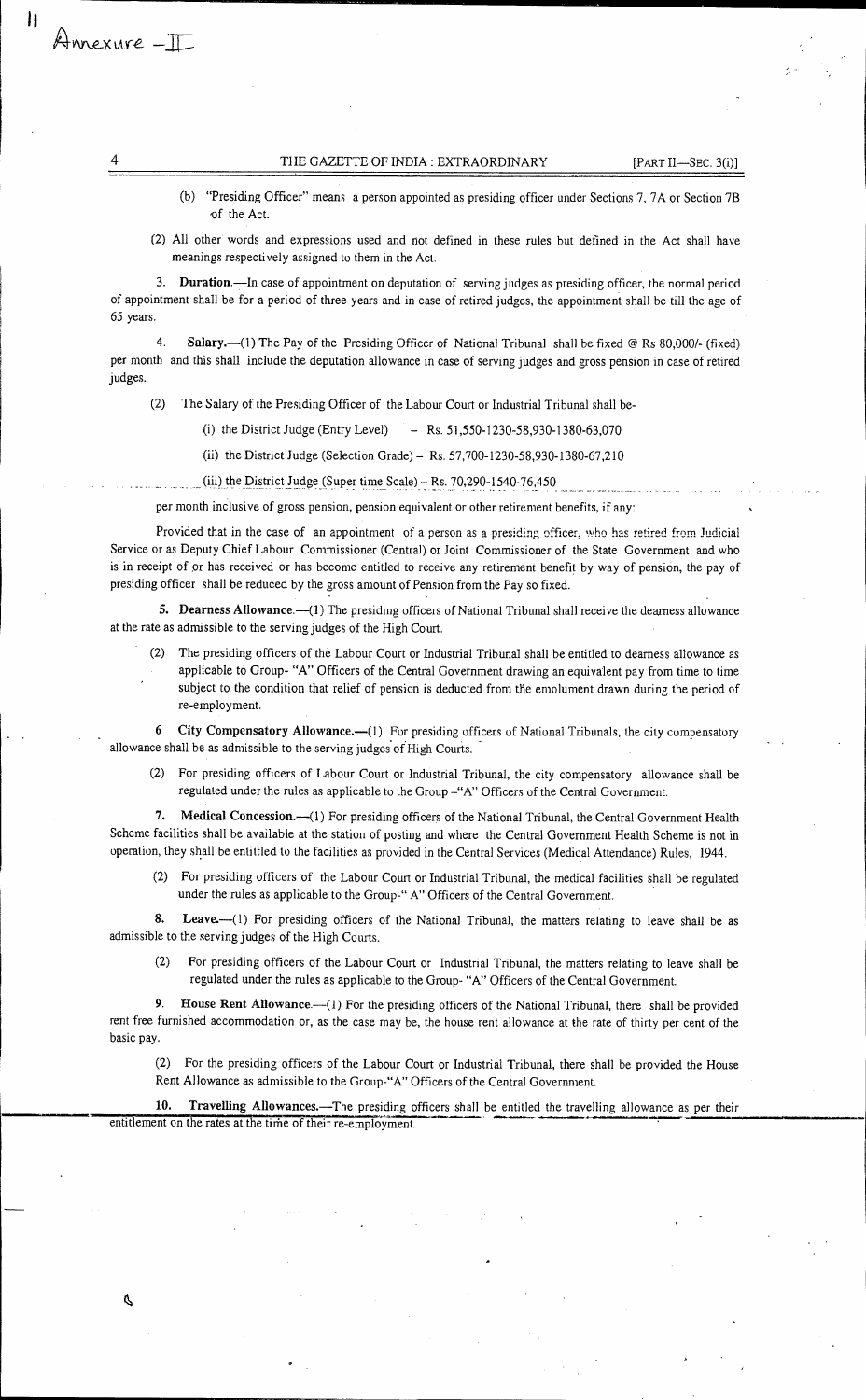Annexure – II

(b) "Presiding Officer" means a person appointed as presiding officer under Sections 7, 7A or Section 7B of the Act.

(2) All other words and expressions used and not defined in these rules but defined in the Act shall have meanings respectively assigned to them in the Act.

3. **Duration.**—In case of appointment on deputation of serving judges as presiding officer, the normal period of appointment shall be for a period of three years and in case of retired judges, the appointment shall be till the age of 65 years.

4. **Salary.**—(1) The Pay of the Presiding Officer of National Tribunal shall be fixed @ Rs 80,000/- (fixed) per month and this shall include the deputation allowance in case of serving judges and gross pension in case of retired judges.

(2) The Salary of the Presiding Officer of the Labour Court or Industrial Tribunal shall be-

(i) the District Judge (Entry Level) – Rs. 51,550-1230-58,930-1380-63,070

(ii) the District Judge (Selection Grade) – Rs. 57,700-1230-58,930-1380-67,210

(iii) the District Judge (Super time Scale) – Rs. 70,290-1540-76,450

per month inclusive of gross pension, pension equivalent or other retirement benefits, if any:

Provided that in the case of an appointment of a person as a presiding officer, who has retired from Judicial Service or as Deputy Chief Labour Commissioner (Central) or Joint Commissioner of the State Government and who is in receipt of or has received or has become entitled to receive any retirement benefit by way of pension, the pay of presiding officer shall be reduced by the gross amount of Pension from the Pay so fixed.

5. **Dearness Allowance.**—(1) The presiding officers of National Tribunal shall receive the dearness allowance at the rate as admissible to the serving judges of the High Court.

(2) The presiding officers of the Labour Court or Industrial Tribunal shall be entitled to dearness allowance as applicable to Group- "A" Officers of the Central Government drawing an equivalent pay from time to time subject to the condition that relief of pension is deducted from the emolument drawn during the period of re-employment.

6 **City Compensatory Allowance.**—(1) For presiding officers of National Tribunals, the city compensatory allowance shall be as admissible to the serving judges of High Courts.

(2) For presiding officers of Labour Court or Industrial Tribunal, the city compensatory allowance shall be regulated under the rules as applicable to the Group –"A" Officers of the Central Government.

7. **Medical Concession.**—(1) For presiding officers of the National Tribunal, the Central Government Health Scheme facilities shall be available at the station of posting and where the Central Government Health Scheme is not in operation, they shall be entitled to the facilities as provided in the Central Services (Medical Attendance) Rules, 1944.

(2) For presiding officers of the Labour Court or Industrial Tribunal, the medical facilities shall be regulated under the rules as applicable to the Group-" A" Officers of the Central Government.

8. **Leave.**—(1) For presiding officers of the National Tribunal, the matters relating to leave shall be as admissible to the serving judges of the High Courts.

(2) For presiding officers of the Labour Court or Industrial Tribunal, the matters relating to leave shall be regulated under the rules as applicable to the Group- "A" Officers of the Central Government.

9. **House Rent Allowance.**—(1) For the presiding officers of the National Tribunal, there shall be provided rent free furnished accommodation or, as the case may be, the house rent allowance at the rate of thirty per cent of the basic pay.

(2) For the presiding officers of the Labour Court or Industrial Tribunal, there shall be provided the House Rent Allowance as admissible to the Group-"A" Officers of the Central Government.

10. **Travelling Allowances.**—The presiding officers shall be entitled the travelling allowance as per their entitlement on the rates at the time of their re-employment.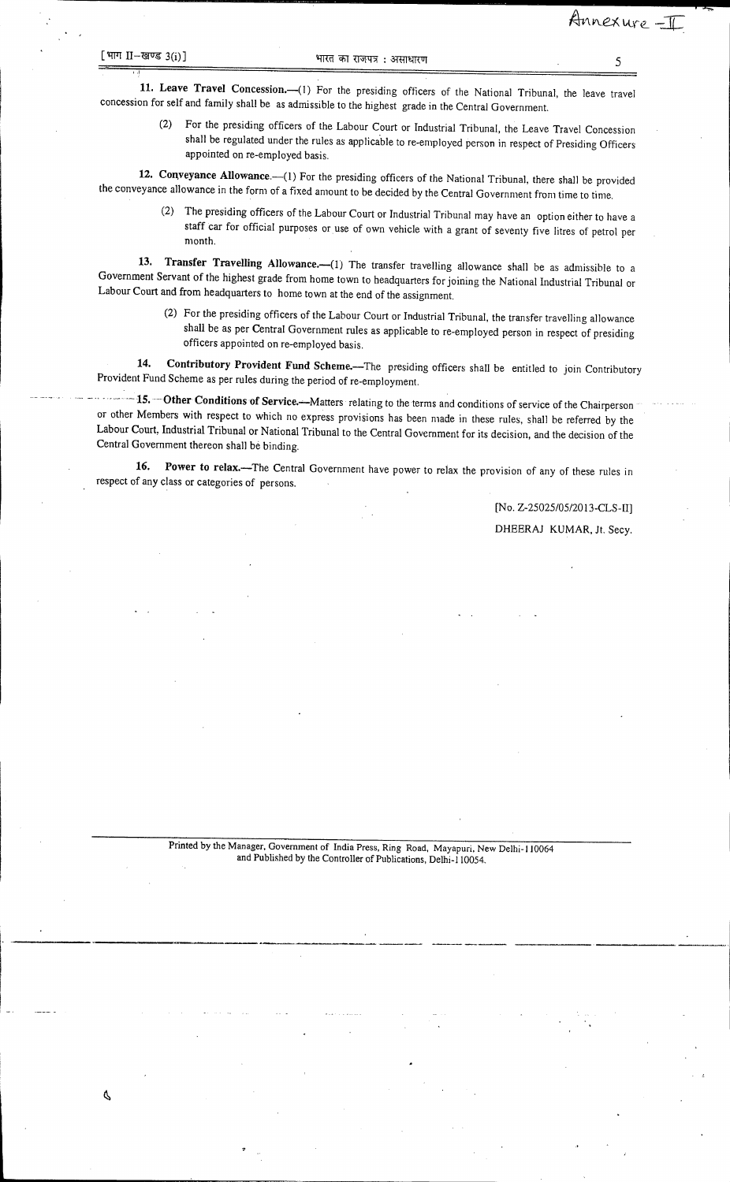Annexure - II

**11. Leave Travel Concession.**—(1) For the presiding officers of the National Tribunal, the leave travel concession for self and family shall be as admissible to the highest grade in the Central Government.

(2) For the presiding officers of the Labour Court or Industrial Tribunal, the Leave Travel Concession shall be regulated under the rules as applicable to re-employed person in respect of Presiding Officers appointed on re-employed basis.

**12. Conveyance Allowance.**—(1) For the presiding officers of the National Tribunal, there shall be provided the conveyance allowance in the form of a fixed amount to be decided by the Central Government from time to time.

(2) The presiding officers of the Labour Court or Industrial Tribunal may have an option either to have a staff car for official purposes or use of own vehicle with a grant of seventy five litres of petrol per month.

**13. Transfer Travelling Allowance.**—(1) The transfer travelling allowance shall be as admissible to a Government Servant of the highest grade from home town to headquarters for joining the National Industrial Tribunal or Labour Court and from headquarters to home town at the end of the assignment.

(2) For the presiding officers of the Labour Court or Industrial Tribunal, the transfer travelling allowance shall be as per Central Government rules as applicable to re-employed person in respect of presiding officers appointed on re-employed basis.

**14. Contributory Provident Fund Scheme.**—The presiding officers shall be entitled to join Contributory Provident Fund Scheme as per rules during the period of re-employment.

**15. Other Conditions of Service.**—Matters relating to the terms and conditions of service of the Chairperson or other Members with respect to which no express provisions has been made in these rules, shall be referred by the Labour Court, Industrial Tribunal or National Tribunal to the Central Government for its decision, and the decision of the Central Government thereon shall be binding.

**16. Power to relax.**—The Central Government have power to relax the provision of any of these rules in respect of any class or categories of persons.

[No. Z-25025/05/2013-CLS-II]

DHEERAJ KUMAR, Jt. Secy.

Printed by the Manager, Government of India Press, Ring Road, Mayapuri, New Delhi-110064 and Published by the Controller of Publications, Delhi-110054.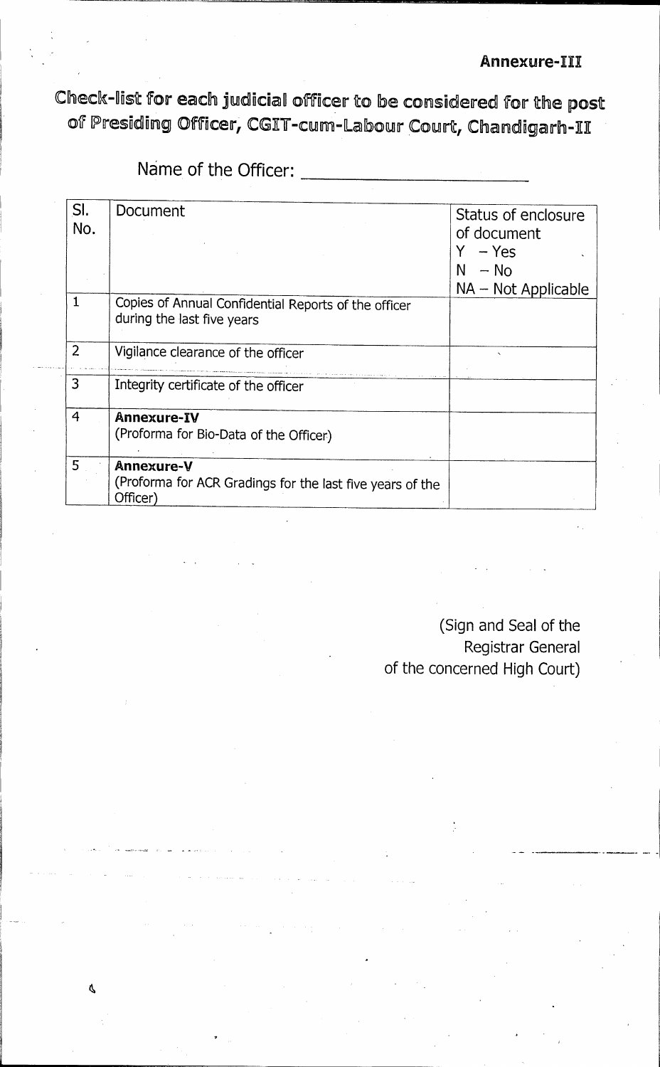**Annexure-III**

# Check-list for each judicial officer to be considered for the post of Presiding Officer, CGIT-cum-Labour Court, Chandigarh-II

Name of the Officer: ______________________

| Sl. No. | Document | Status of enclosure of document<br>Y – Yes<br>N – No<br>NA – Not Applicable |
|---|---|---|
| 1 | Copies of Annual Confidential Reports of the officer during the last five years | |
| 2 | Vigilance clearance of the officer | |
| 3 | Integrity certificate of the officer | |
| 4 | **Annexure-IV**<br>(Proforma for Bio-Data of the Officer) | |
| 5 | **Annexure-V**<br>(Proforma for ACR Gradings for the last five years of the Officer) | |

(Sign and Seal of the Registrar General of the concerned High Court)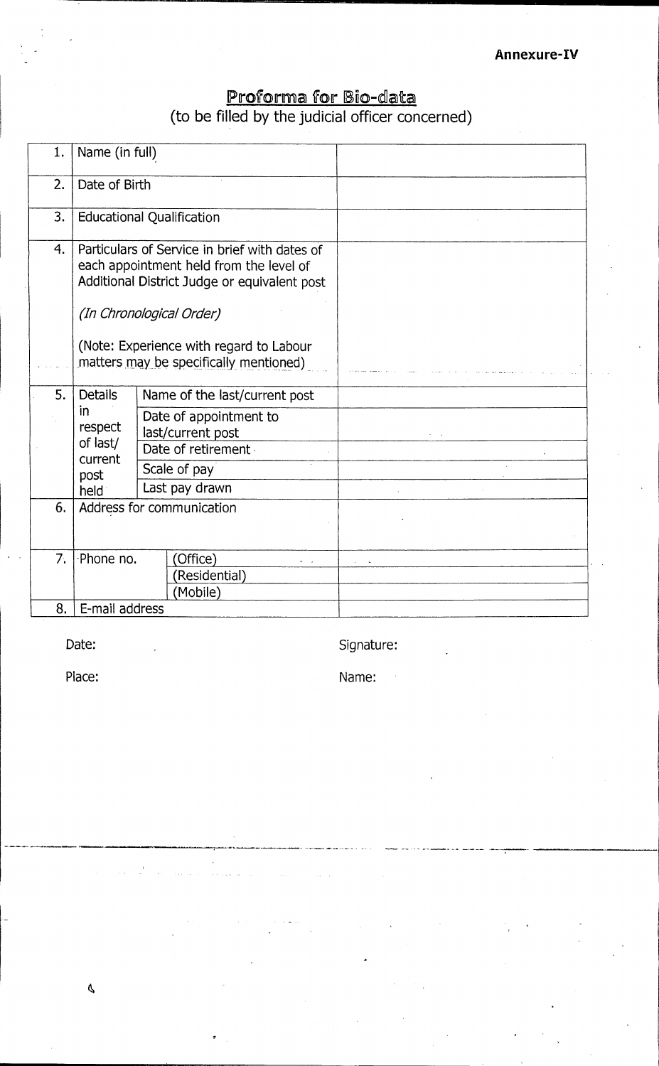**Annexure-IV**

## Proforma for Bio-data

(to be filled by the judicial officer concerned)

| | | | |
|---|---|---|---|
| 1. | Name (in full) | | |
| 2. | Date of Birth | | |
| 3. | Educational Qualification | | |
| 4. | Particulars of Service in brief with dates of each appointment held from the level of Additional District Judge or equivalent post<br><br>*(In Chronological Order)*<br><br>(Note: Experience with regard to Labour matters may be specifically mentioned) | | |
| 5. | Details in respect of last/ current post held | Name of the last/current post | |
| | | Date of appointment to last/current post | |
| | | Date of retirement | |
| | | Scale of pay | |
| | | Last pay drawn | |
| 6. | Address for communication | | |
| 7. | Phone no. | (Office) | |
| | | (Residential) | |
| | | (Mobile) | |
| 8. | E-mail address | | |

Date: Signature:

Place: Name: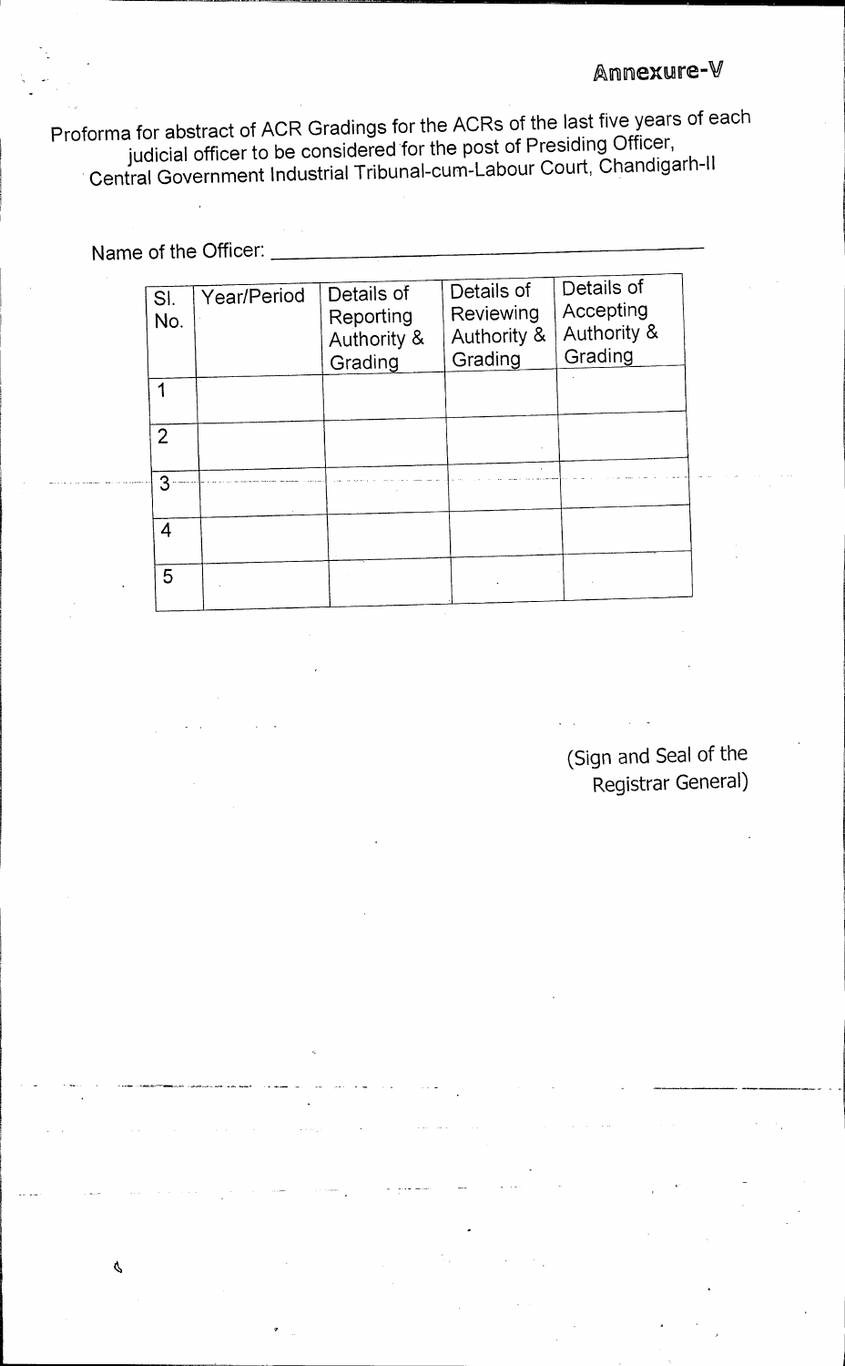**Annexure-V**

Proforma for abstract of ACR Gradings for the ACRs of the last five years of each judicial officer to be considered for the post of Presiding Officer, Central Government Industrial Tribunal-cum-Labour Court, Chandigarh-II

Name of the Officer: ______________________________

| Sl. No. | Year/Period | Details of Reporting Authority & Grading | Details of Reviewing Authority & Grading | Details of Accepting Authority & Grading |
|---|---|---|---|---|
| 1 | | | | |
| 2 | | | | |
| 3 | | | | |
| 4 | | | | |
| 5 | | | | |

(Sign and Seal of the Registrar General)